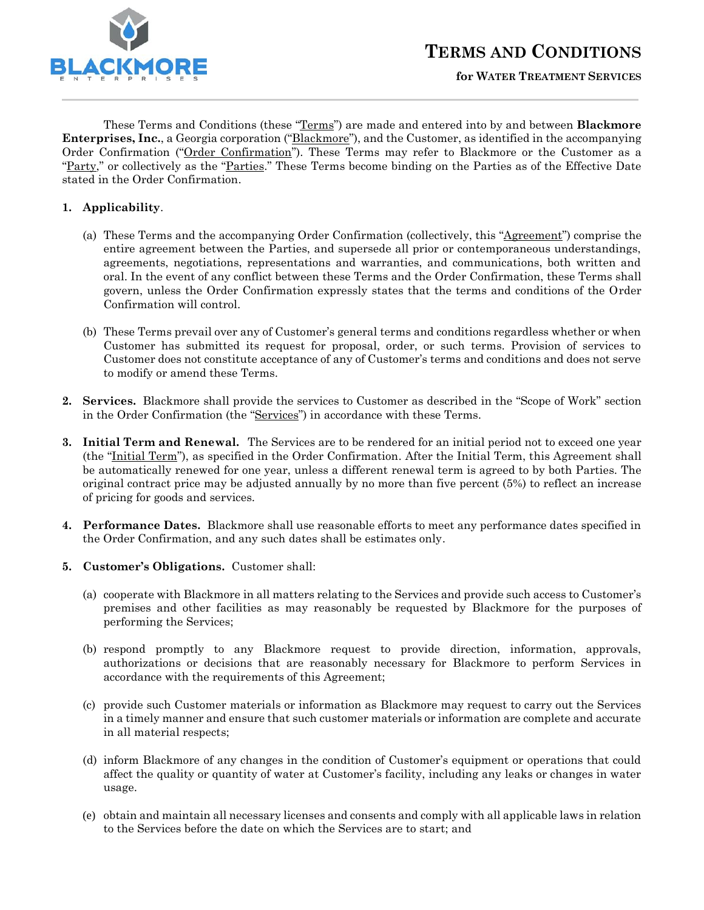# TERMS AND CONDITIONS

**for WATER TREATMENT SERVICES**

These Terms and Conditions (these "Terms") are made and entered into by and between **Blackmore Enterprises, Inc.**, a Georgia corporation ("Blackmore"), and the Customer, as identified in the accompanying Order Confirmation ("Order Confirmation"). These Terms may refer to Blackmore or the Customer as a "Party," or collectively as the "Parties." These Terms become binding on the Parties as of the Effective Date stated in the Order Confirmation.

1. **Applicability**.

   (a) These Terms and the accompanying Order Confirmation (collectively, this "Agreement") comprise the entire agreement between the Parties, and supersede all prior or contemporaneous understandings, agreements, negotiations, representations and warranties, and communications, both written and oral. In the event of any conflict between these Terms and the Order Confirmation, these Terms shall govern, unless the Order Confirmation expressly states that the terms and conditions of the Order Confirmation will control.

   (b) These Terms prevail over any of Customer's general terms and conditions regardless whether or when Customer has submitted its request for proposal, order, or such terms. Provision of services to Customer does not constitute acceptance of any of Customer's terms and conditions and does not serve to modify or amend these Terms.

2. **Services.** Blackmore shall provide the services to Customer as described in the "Scope of Work" section in the Order Confirmation (the "Services") in accordance with these Terms.

3. **Initial Term and Renewal.** The Services are to be rendered for an initial period not to exceed one year (the "Initial Term"), as specified in the Order Confirmation. After the Initial Term, this Agreement shall be automatically renewed for one year, unless a different renewal term is agreed to by both Parties. The original contract price may be adjusted annually by no more than five percent (5%) to reflect an increase of pricing for goods and services.

4. **Performance Dates.** Blackmore shall use reasonable efforts to meet any performance dates specified in the Order Confirmation, and any such dates shall be estimates only.

5. **Customer's Obligations.** Customer shall:

   (a) cooperate with Blackmore in all matters relating to the Services and provide such access to Customer's premises and other facilities as may reasonably be requested by Blackmore for the purposes of performing the Services;

   (b) respond promptly to any Blackmore request to provide direction, information, approvals, authorizations or decisions that are reasonably necessary for Blackmore to perform Services in accordance with the requirements of this Agreement;

   (c) provide such Customer materials or information as Blackmore may request to carry out the Services in a timely manner and ensure that such customer materials or information are complete and accurate in all material respects;

   (d) inform Blackmore of any changes in the condition of Customer's equipment or operations that could affect the quality or quantity of water at Customer's facility, including any leaks or changes in water usage.

   (e) obtain and maintain all necessary licenses and consents and comply with all applicable laws in relation to the Services before the date on which the Services are to start; and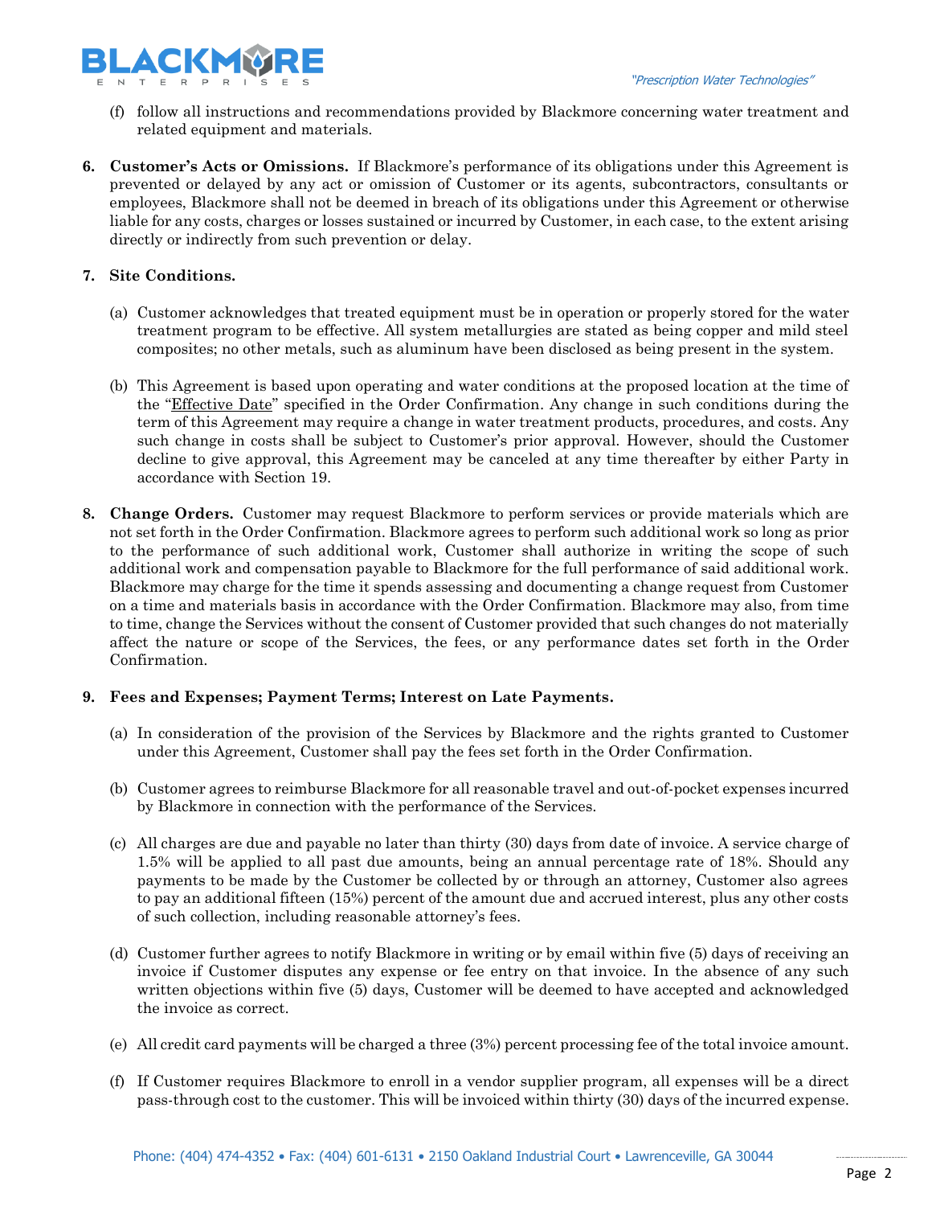(f) follow all instructions and recommendations provided by Blackmore concerning water treatment and related equipment and materials.

6. **Customer's Acts or Omissions.** If Blackmore's performance of its obligations under this Agreement is prevented or delayed by any act or omission of Customer or its agents, subcontractors, consultants or employees, Blackmore shall not be deemed in breach of its obligations under this Agreement or otherwise liable for any costs, charges or losses sustained or incurred by Customer, in each case, to the extent arising directly or indirectly from such prevention or delay.

7. **Site Conditions.**

   (a) Customer acknowledges that treated equipment must be in operation or properly stored for the water treatment program to be effective. All system metallurgies are stated as being copper and mild steel composites; no other metals, such as aluminum have been disclosed as being present in the system.

   (b) This Agreement is based upon operating and water conditions at the proposed location at the time of the "Effective Date" specified in the Order Confirmation. Any change in such conditions during the term of this Agreement may require a change in water treatment products, procedures, and costs. Any such change in costs shall be subject to Customer's prior approval. However, should the Customer decline to give approval, this Agreement may be canceled at any time thereafter by either Party in accordance with Section 19.

8. **Change Orders.** Customer may request Blackmore to perform services or provide materials which are not set forth in the Order Confirmation. Blackmore agrees to perform such additional work so long as prior to the performance of such additional work, Customer shall authorize in writing the scope of such additional work and compensation payable to Blackmore for the full performance of said additional work. Blackmore may charge for the time it spends assessing and documenting a change request from Customer on a time and materials basis in accordance with the Order Confirmation. Blackmore may also, from time to time, change the Services without the consent of Customer provided that such changes do not materially affect the nature or scope of the Services, the fees, or any performance dates set forth in the Order Confirmation.

9. **Fees and Expenses; Payment Terms; Interest on Late Payments.**

   (a) In consideration of the provision of the Services by Blackmore and the rights granted to Customer under this Agreement, Customer shall pay the fees set forth in the Order Confirmation.

   (b) Customer agrees to reimburse Blackmore for all reasonable travel and out-of-pocket expenses incurred by Blackmore in connection with the performance of the Services.

   (c) All charges are due and payable no later than thirty (30) days from date of invoice. A service charge of 1.5% will be applied to all past due amounts, being an annual percentage rate of 18%. Should any payments to be made by the Customer be collected by or through an attorney, Customer also agrees to pay an additional fifteen (15%) percent of the amount due and accrued interest, plus any other costs of such collection, including reasonable attorney's fees.

   (d) Customer further agrees to notify Blackmore in writing or by email within five (5) days of receiving an invoice if Customer disputes any expense or fee entry on that invoice. In the absence of any such written objections within five (5) days, Customer will be deemed to have accepted and acknowledged the invoice as correct.

   (e) All credit card payments will be charged a three (3%) percent processing fee of the total invoice amount.

   (f) If Customer requires Blackmore to enroll in a vendor supplier program, all expenses will be a direct pass-through cost to the customer. This will be invoiced within thirty (30) days of the incurred expense.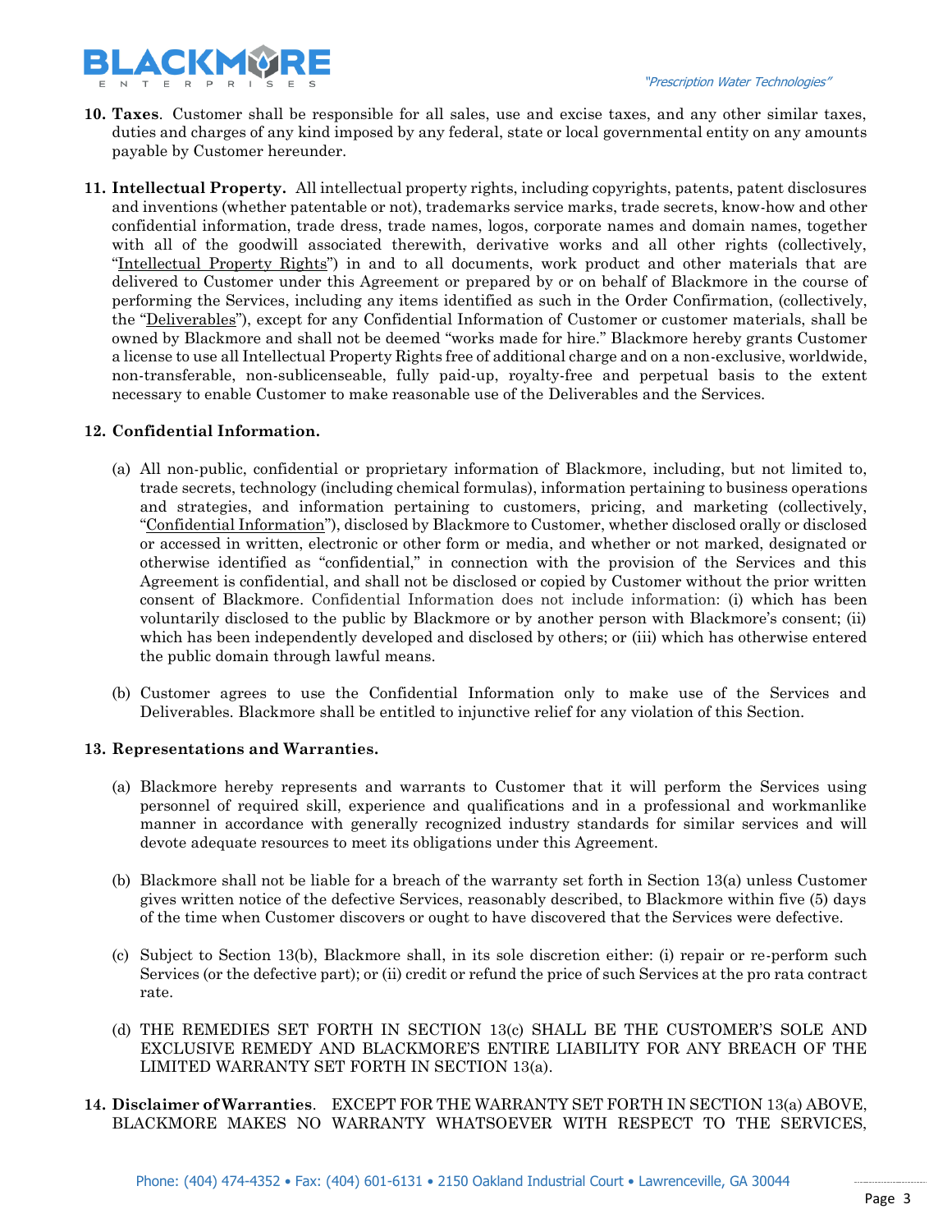**10. Taxes**. Customer shall be responsible for all sales, use and excise taxes, and any other similar taxes, duties and charges of any kind imposed by any federal, state or local governmental entity on any amounts payable by Customer hereunder.

**11. Intellectual Property.** All intellectual property rights, including copyrights, patents, patent disclosures and inventions (whether patentable or not), trademarks service marks, trade secrets, know-how and other confidential information, trade dress, trade names, logos, corporate names and domain names, together with all of the goodwill associated therewith, derivative works and all other rights (collectively, "Intellectual Property Rights") in and to all documents, work product and other materials that are delivered to Customer under this Agreement or prepared by or on behalf of Blackmore in the course of performing the Services, including any items identified as such in the Order Confirmation, (collectively, the "Deliverables"), except for any Confidential Information of Customer or customer materials, shall be owned by Blackmore and shall not be deemed "works made for hire." Blackmore hereby grants Customer a license to use all Intellectual Property Rights free of additional charge and on a non-exclusive, worldwide, non-transferable, non-sublicenseable, fully paid-up, royalty-free and perpetual basis to the extent necessary to enable Customer to make reasonable use of the Deliverables and the Services.

**12. Confidential Information.**

(a) All non-public, confidential or proprietary information of Blackmore, including, but not limited to, trade secrets, technology (including chemical formulas), information pertaining to business operations and strategies, and information pertaining to customers, pricing, and marketing (collectively, "Confidential Information"), disclosed by Blackmore to Customer, whether disclosed orally or disclosed or accessed in written, electronic or other form or media, and whether or not marked, designated or otherwise identified as "confidential," in connection with the provision of the Services and this Agreement is confidential, and shall not be disclosed or copied by Customer without the prior written consent of Blackmore. Confidential Information does not include information: (i) which has been voluntarily disclosed to the public by Blackmore or by another person with Blackmore's consent; (ii) which has been independently developed and disclosed by others; or (iii) which has otherwise entered the public domain through lawful means.

(b) Customer agrees to use the Confidential Information only to make use of the Services and Deliverables. Blackmore shall be entitled to injunctive relief for any violation of this Section.

**13. Representations and Warranties.**

(a) Blackmore hereby represents and warrants to Customer that it will perform the Services using personnel of required skill, experience and qualifications and in a professional and workmanlike manner in accordance with generally recognized industry standards for similar services and will devote adequate resources to meet its obligations under this Agreement.

(b) Blackmore shall not be liable for a breach of the warranty set forth in Section 13(a) unless Customer gives written notice of the defective Services, reasonably described, to Blackmore within five (5) days of the time when Customer discovers or ought to have discovered that the Services were defective.

(c) Subject to Section 13(b), Blackmore shall, in its sole discretion either: (i) repair or re-perform such Services (or the defective part); or (ii) credit or refund the price of such Services at the pro rata contract rate.

(d) THE REMEDIES SET FORTH IN SECTION 13(c) SHALL BE THE CUSTOMER'S SOLE AND EXCLUSIVE REMEDY AND BLACKMORE'S ENTIRE LIABILITY FOR ANY BREACH OF THE LIMITED WARRANTY SET FORTH IN SECTION 13(a).

**14. Disclaimer of Warranties**. EXCEPT FOR THE WARRANTY SET FORTH IN SECTION 13(a) ABOVE, BLACKMORE MAKES NO WARRANTY WHATSOEVER WITH RESPECT TO THE SERVICES,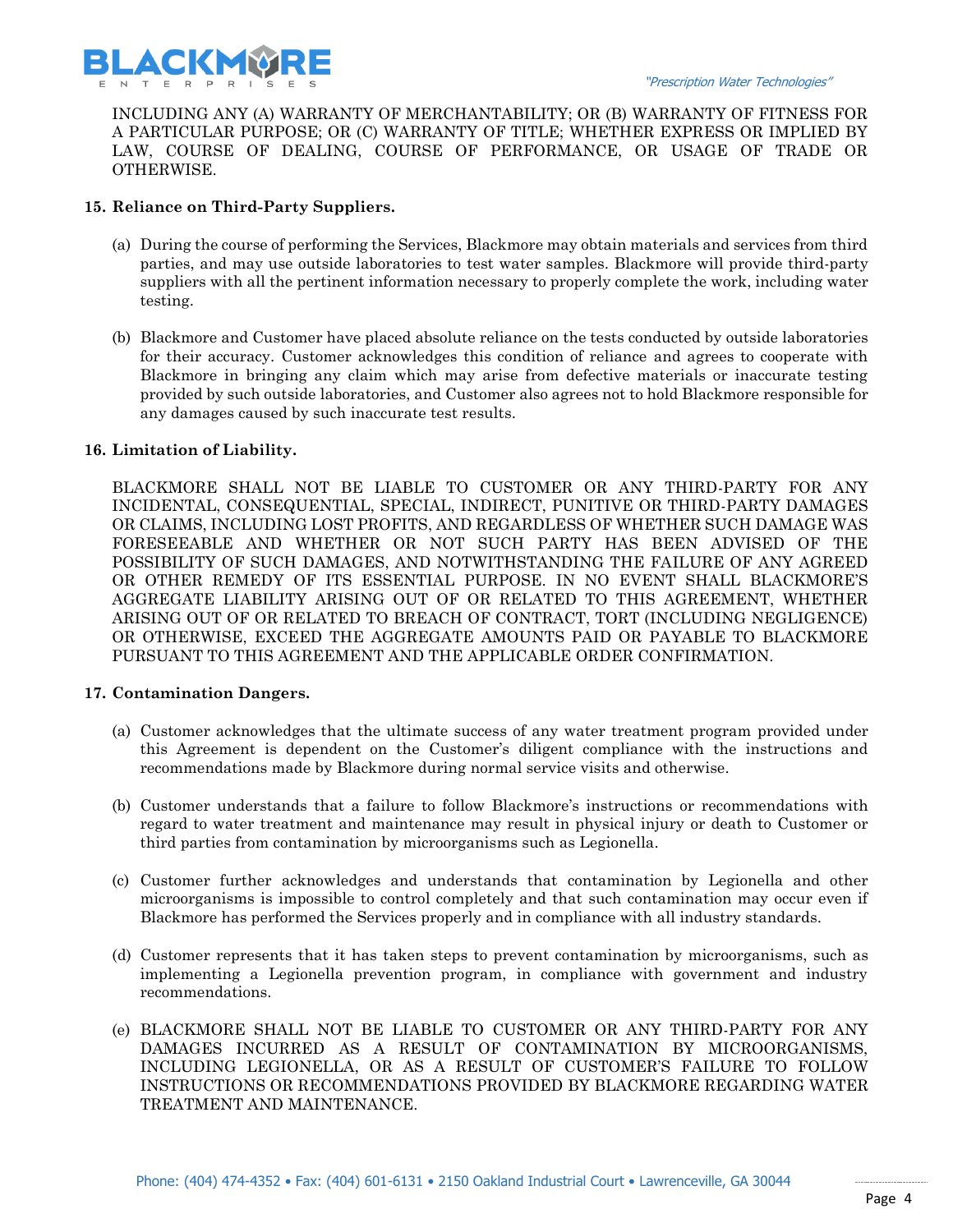INCLUDING ANY (A) WARRANTY OF MERCHANTABILITY; OR (B) WARRANTY OF FITNESS FOR A PARTICULAR PURPOSE; OR (C) WARRANTY OF TITLE; WHETHER EXPRESS OR IMPLIED BY LAW, COURSE OF DEALING, COURSE OF PERFORMANCE, OR USAGE OF TRADE OR OTHERWISE.

**15. Reliance on Third-Party Suppliers.**

(a) During the course of performing the Services, Blackmore may obtain materials and services from third parties, and may use outside laboratories to test water samples. Blackmore will provide third-party suppliers with all the pertinent information necessary to properly complete the work, including water testing.

(b) Blackmore and Customer have placed absolute reliance on the tests conducted by outside laboratories for their accuracy. Customer acknowledges this condition of reliance and agrees to cooperate with Blackmore in bringing any claim which may arise from defective materials or inaccurate testing provided by such outside laboratories, and Customer also agrees not to hold Blackmore responsible for any damages caused by such inaccurate test results.

**16. Limitation of Liability.**

BLACKMORE SHALL NOT BE LIABLE TO CUSTOMER OR ANY THIRD-PARTY FOR ANY INCIDENTAL, CONSEQUENTIAL, SPECIAL, INDIRECT, PUNITIVE OR THIRD-PARTY DAMAGES OR CLAIMS, INCLUDING LOST PROFITS, AND REGARDLESS OF WHETHER SUCH DAMAGE WAS FORESEEABLE AND WHETHER OR NOT SUCH PARTY HAS BEEN ADVISED OF THE POSSIBILITY OF SUCH DAMAGES, AND NOTWITHSTANDING THE FAILURE OF ANY AGREED OR OTHER REMEDY OF ITS ESSENTIAL PURPOSE. IN NO EVENT SHALL BLACKMORE'S AGGREGATE LIABILITY ARISING OUT OF OR RELATED TO THIS AGREEMENT, WHETHER ARISING OUT OF OR RELATED TO BREACH OF CONTRACT, TORT (INCLUDING NEGLIGENCE) OR OTHERWISE, EXCEED THE AGGREGATE AMOUNTS PAID OR PAYABLE TO BLACKMORE PURSUANT TO THIS AGREEMENT AND THE APPLICABLE ORDER CONFIRMATION.

**17. Contamination Dangers.**

(a) Customer acknowledges that the ultimate success of any water treatment program provided under this Agreement is dependent on the Customer's diligent compliance with the instructions and recommendations made by Blackmore during normal service visits and otherwise.

(b) Customer understands that a failure to follow Blackmore's instructions or recommendations with regard to water treatment and maintenance may result in physical injury or death to Customer or third parties from contamination by microorganisms such as Legionella.

(c) Customer further acknowledges and understands that contamination by Legionella and other microorganisms is impossible to control completely and that such contamination may occur even if Blackmore has performed the Services properly and in compliance with all industry standards.

(d) Customer represents that it has taken steps to prevent contamination by microorganisms, such as implementing a Legionella prevention program, in compliance with government and industry recommendations.

(e) BLACKMORE SHALL NOT BE LIABLE TO CUSTOMER OR ANY THIRD-PARTY FOR ANY DAMAGES INCURRED AS A RESULT OF CONTAMINATION BY MICROORGANISMS, INCLUDING LEGIONELLA, OR AS A RESULT OF CUSTOMER'S FAILURE TO FOLLOW INSTRUCTIONS OR RECOMMENDATIONS PROVIDED BY BLACKMORE REGARDING WATER TREATMENT AND MAINTENANCE.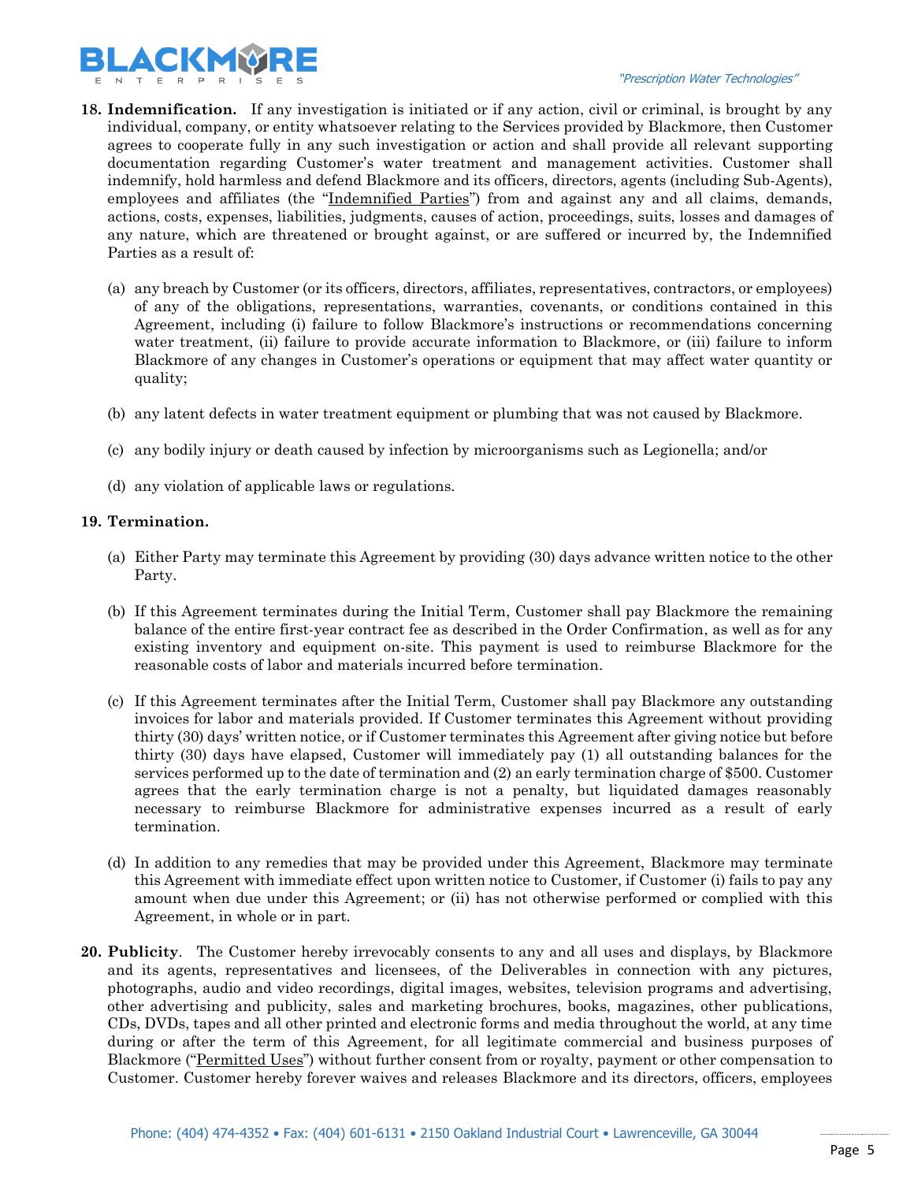**18. Indemnification.** If any investigation is initiated or if any action, civil or criminal, is brought by any individual, company, or entity whatsoever relating to the Services provided by Blackmore, then Customer agrees to cooperate fully in any such investigation or action and shall provide all relevant supporting documentation regarding Customer's water treatment and management activities. Customer shall indemnify, hold harmless and defend Blackmore and its officers, directors, agents (including Sub-Agents), employees and affiliates (the "Indemnified Parties") from and against any and all claims, demands, actions, costs, expenses, liabilities, judgments, causes of action, proceedings, suits, losses and damages of any nature, which are threatened or brought against, or are suffered or incurred by, the Indemnified Parties as a result of:

(a) any breach by Customer (or its officers, directors, affiliates, representatives, contractors, or employees) of any of the obligations, representations, warranties, covenants, or conditions contained in this Agreement, including (i) failure to follow Blackmore's instructions or recommendations concerning water treatment, (ii) failure to provide accurate information to Blackmore, or (iii) failure to inform Blackmore of any changes in Customer's operations or equipment that may affect water quantity or quality;

(b) any latent defects in water treatment equipment or plumbing that was not caused by Blackmore.

(c) any bodily injury or death caused by infection by microorganisms such as Legionella; and/or

(d) any violation of applicable laws or regulations.

**19. Termination.**

(a) Either Party may terminate this Agreement by providing (30) days advance written notice to the other Party.

(b) If this Agreement terminates during the Initial Term, Customer shall pay Blackmore the remaining balance of the entire first-year contract fee as described in the Order Confirmation, as well as for any existing inventory and equipment on-site. This payment is used to reimburse Blackmore for the reasonable costs of labor and materials incurred before termination.

(c) If this Agreement terminates after the Initial Term, Customer shall pay Blackmore any outstanding invoices for labor and materials provided. If Customer terminates this Agreement without providing thirty (30) days' written notice, or if Customer terminates this Agreement after giving notice but before thirty (30) days have elapsed, Customer will immediately pay (1) all outstanding balances for the services performed up to the date of termination and (2) an early termination charge of $500. Customer agrees that the early termination charge is not a penalty, but liquidated damages reasonably necessary to reimburse Blackmore for administrative expenses incurred as a result of early termination.

(d) In addition to any remedies that may be provided under this Agreement, Blackmore may terminate this Agreement with immediate effect upon written notice to Customer, if Customer (i) fails to pay any amount when due under this Agreement; or (ii) has not otherwise performed or complied with this Agreement, in whole or in part.

**20. Publicity**. The Customer hereby irrevocably consents to any and all uses and displays, by Blackmore and its agents, representatives and licensees, of the Deliverables in connection with any pictures, photographs, audio and video recordings, digital images, websites, television programs and advertising, other advertising and publicity, sales and marketing brochures, books, magazines, other publications, CDs, DVDs, tapes and all other printed and electronic forms and media throughout the world, at any time during or after the term of this Agreement, for all legitimate commercial and business purposes of Blackmore ("Permitted Uses") without further consent from or royalty, payment or other compensation to Customer. Customer hereby forever waives and releases Blackmore and its directors, officers, employees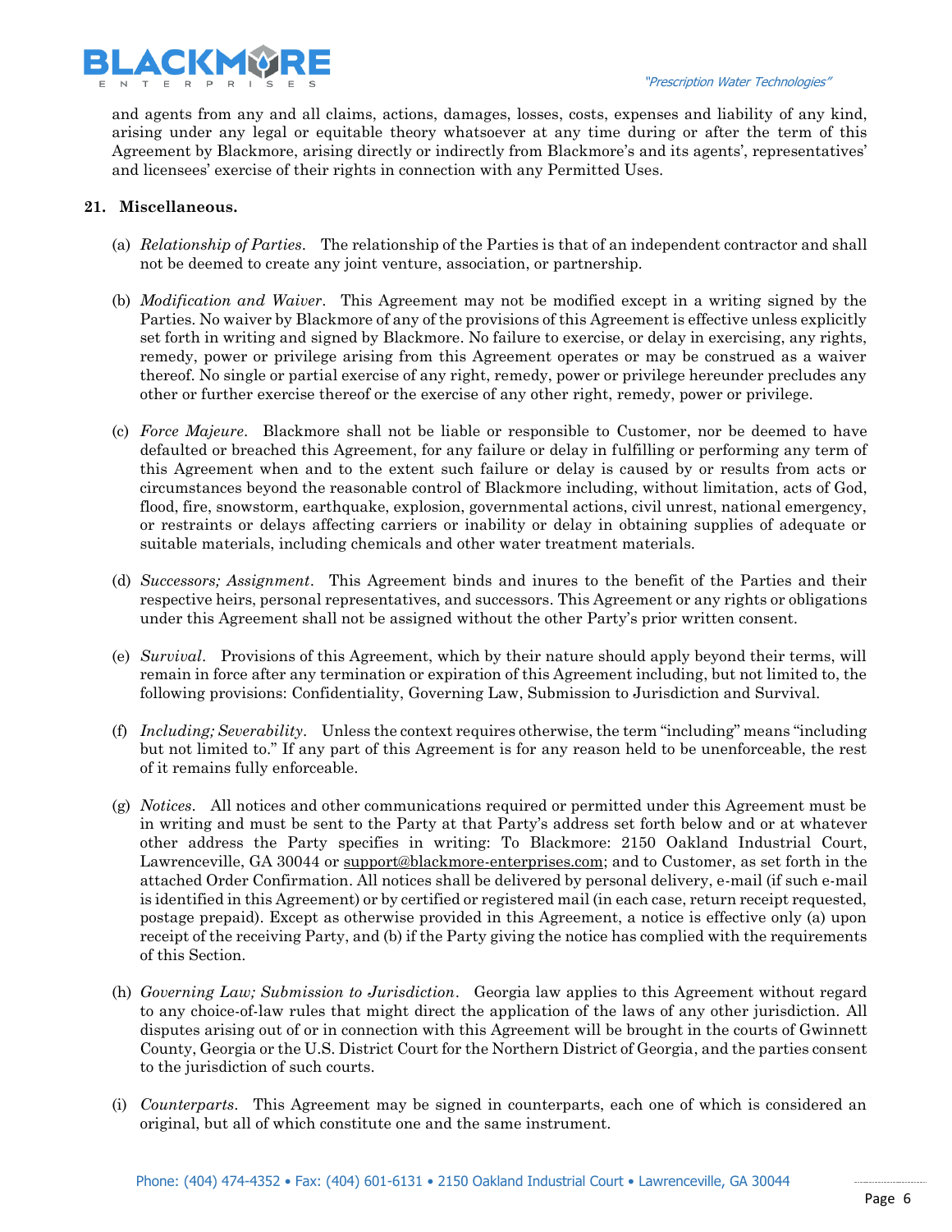and agents from any and all claims, actions, damages, losses, costs, expenses and liability of any kind, arising under any legal or equitable theory whatsoever at any time during or after the term of this Agreement by Blackmore, arising directly or indirectly from Blackmore's and its agents', representatives' and licensees' exercise of their rights in connection with any Permitted Uses.

**21. Miscellaneous.**

(a) *Relationship of Parties*. The relationship of the Parties is that of an independent contractor and shall not be deemed to create any joint venture, association, or partnership.

(b) *Modification and Waiver*. This Agreement may not be modified except in a writing signed by the Parties. No waiver by Blackmore of any of the provisions of this Agreement is effective unless explicitly set forth in writing and signed by Blackmore. No failure to exercise, or delay in exercising, any rights, remedy, power or privilege arising from this Agreement operates or may be construed as a waiver thereof. No single or partial exercise of any right, remedy, power or privilege hereunder precludes any other or further exercise thereof or the exercise of any other right, remedy, power or privilege.

(c) *Force Majeure*. Blackmore shall not be liable or responsible to Customer, nor be deemed to have defaulted or breached this Agreement, for any failure or delay in fulfilling or performing any term of this Agreement when and to the extent such failure or delay is caused by or results from acts or circumstances beyond the reasonable control of Blackmore including, without limitation, acts of God, flood, fire, snowstorm, earthquake, explosion, governmental actions, civil unrest, national emergency, or restraints or delays affecting carriers or inability or delay in obtaining supplies of adequate or suitable materials, including chemicals and other water treatment materials.

(d) *Successors; Assignment*. This Agreement binds and inures to the benefit of the Parties and their respective heirs, personal representatives, and successors. This Agreement or any rights or obligations under this Agreement shall not be assigned without the other Party's prior written consent.

(e) *Survival*. Provisions of this Agreement, which by their nature should apply beyond their terms, will remain in force after any termination or expiration of this Agreement including, but not limited to, the following provisions: Confidentiality, Governing Law, Submission to Jurisdiction and Survival.

(f) *Including; Severability*. Unless the context requires otherwise, the term "including" means "including but not limited to." If any part of this Agreement is for any reason held to be unenforceable, the rest of it remains fully enforceable.

(g) *Notices*. All notices and other communications required or permitted under this Agreement must be in writing and must be sent to the Party at that Party's address set forth below and or at whatever other address the Party specifies in writing: To Blackmore: 2150 Oakland Industrial Court, Lawrenceville, GA 30044 or support@blackmore-enterprises.com; and to Customer, as set forth in the attached Order Confirmation. All notices shall be delivered by personal delivery, e-mail (if such e-mail is identified in this Agreement) or by certified or registered mail (in each case, return receipt requested, postage prepaid). Except as otherwise provided in this Agreement, a notice is effective only (a) upon receipt of the receiving Party, and (b) if the Party giving the notice has complied with the requirements of this Section.

(h) *Governing Law; Submission to Jurisdiction*. Georgia law applies to this Agreement without regard to any choice-of-law rules that might direct the application of the laws of any other jurisdiction. All disputes arising out of or in connection with this Agreement will be brought in the courts of Gwinnett County, Georgia or the U.S. District Court for the Northern District of Georgia, and the parties consent to the jurisdiction of such courts.

(i) *Counterparts*. This Agreement may be signed in counterparts, each one of which is considered an original, but all of which constitute one and the same instrument.